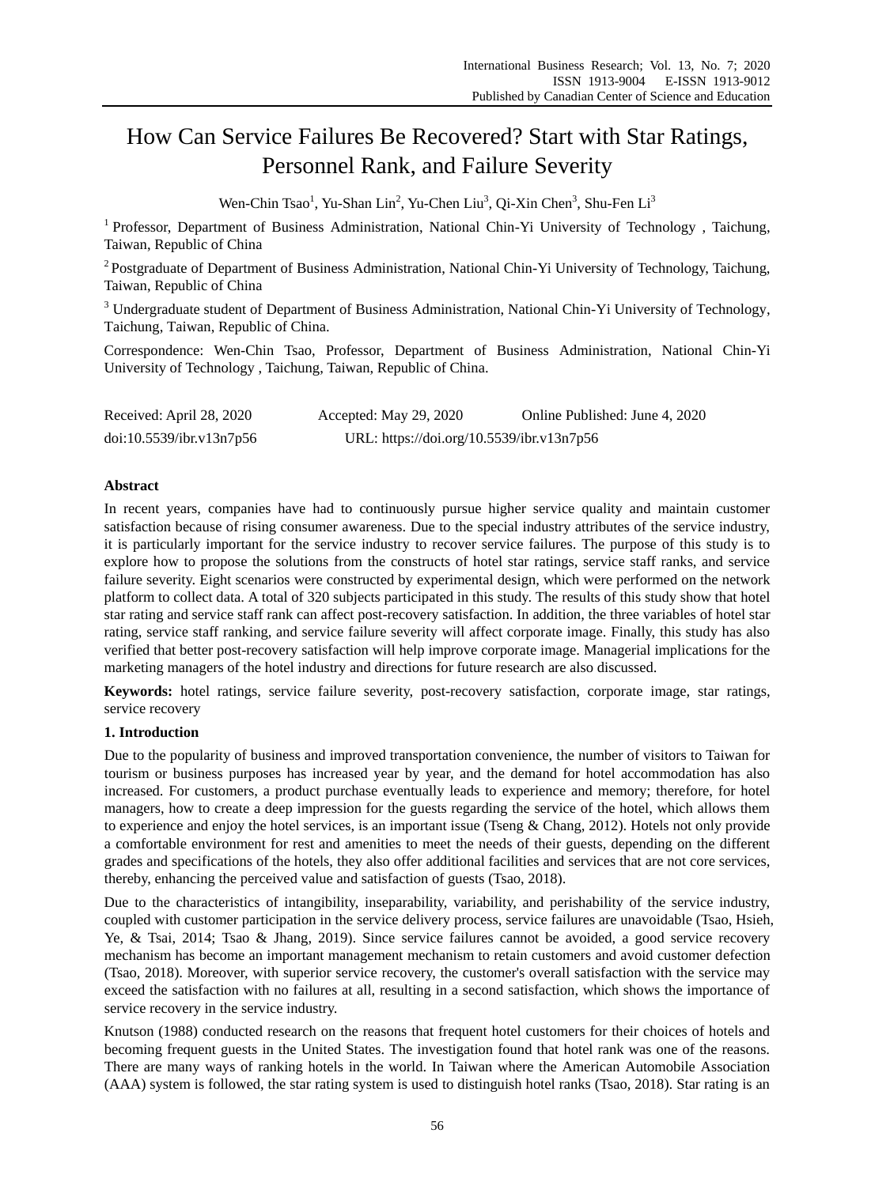# How Can Service Failures Be Recovered? Start with Star Ratings, Personnel Rank, and Failure Severity

Wen-Chin Tsao[1], Yu-Shan Lin[2], Yu-Chen Liu[3], Qi-Xin Chen[3], Shu-Fen Li[3]

[1] Professor, Department of Business Administration, National Chin-Yi University of Technology , Taichung, Taiwan, Republic of China

[2] Postgraduate of Department of Business Administration, National Chin-Yi University of Technology, Taichung, Taiwan, Republic of China

[3] Undergraduate student of Department of Business Administration, National Chin-Yi University of Technology, Taichung, Taiwan, Republic of China.

Correspondence: Wen-Chin Tsao, Professor, Department of Business Administration, National Chin-Yi University of Technology , Taichung, Taiwan, Republic of China.

Received: April 28, 2020  Accepted: May 29, 2020  Online Published: June 4, 2020

doi:10.5539/ibr.v13n7p56  URL: https://doi.org/10.5539/ibr.v13n7p56

**Abstract**

In recent years, companies have had to continuously pursue higher service quality and maintain customer satisfaction because of rising consumer awareness. Due to the special industry attributes of the service industry, it is particularly important for the service industry to recover service failures. The purpose of this study is to explore how to propose the solutions from the constructs of hotel star ratings, service staff ranks, and service failure severity. Eight scenarios were constructed by experimental design, which were performed on the network platform to collect data. A total of 320 subjects participated in this study. The results of this study show that hotel star rating and service staff rank can affect post-recovery satisfaction. In addition, the three variables of hotel star rating, service staff ranking, and service failure severity will affect corporate image. Finally, this study has also verified that better post-recovery satisfaction will help improve corporate image. Managerial implications for the marketing managers of the hotel industry and directions for future research are also discussed.

**Keywords:** hotel ratings, service failure severity, post-recovery satisfaction, corporate image, star ratings, service recovery

## 1. Introduction

Due to the popularity of business and improved transportation convenience, the number of visitors to Taiwan for tourism or business purposes has increased year by year, and the demand for hotel accommodation has also increased. For customers, a product purchase eventually leads to experience and memory; therefore, for hotel managers, how to create a deep impression for the guests regarding the service of the hotel, which allows them to experience and enjoy the hotel services, is an important issue (Tseng & Chang, 2012). Hotels not only provide a comfortable environment for rest and amenities to meet the needs of their guests, depending on the different grades and specifications of the hotels, they also offer additional facilities and services that are not core services, thereby, enhancing the perceived value and satisfaction of guests (Tsao, 2018).

Due to the characteristics of intangibility, inseparability, variability, and perishability of the service industry, coupled with customer participation in the service delivery process, service failures are unavoidable (Tsao, Hsieh, Ye, & Tsai, 2014; Tsao & Jhang, 2019). Since service failures cannot be avoided, a good service recovery mechanism has become an important management mechanism to retain customers and avoid customer defection (Tsao, 2018). Moreover, with superior service recovery, the customer's overall satisfaction with the service may exceed the satisfaction with no failures at all, resulting in a second satisfaction, which shows the importance of service recovery in the service industry.

Knutson (1988) conducted research on the reasons that frequent hotel customers for their choices of hotels and becoming frequent guests in the United States. The investigation found that hotel rank was one of the reasons. There are many ways of ranking hotels in the world. In Taiwan where the American Automobile Association (AAA) system is followed, the star rating system is used to distinguish hotel ranks (Tsao, 2018). Star rating is an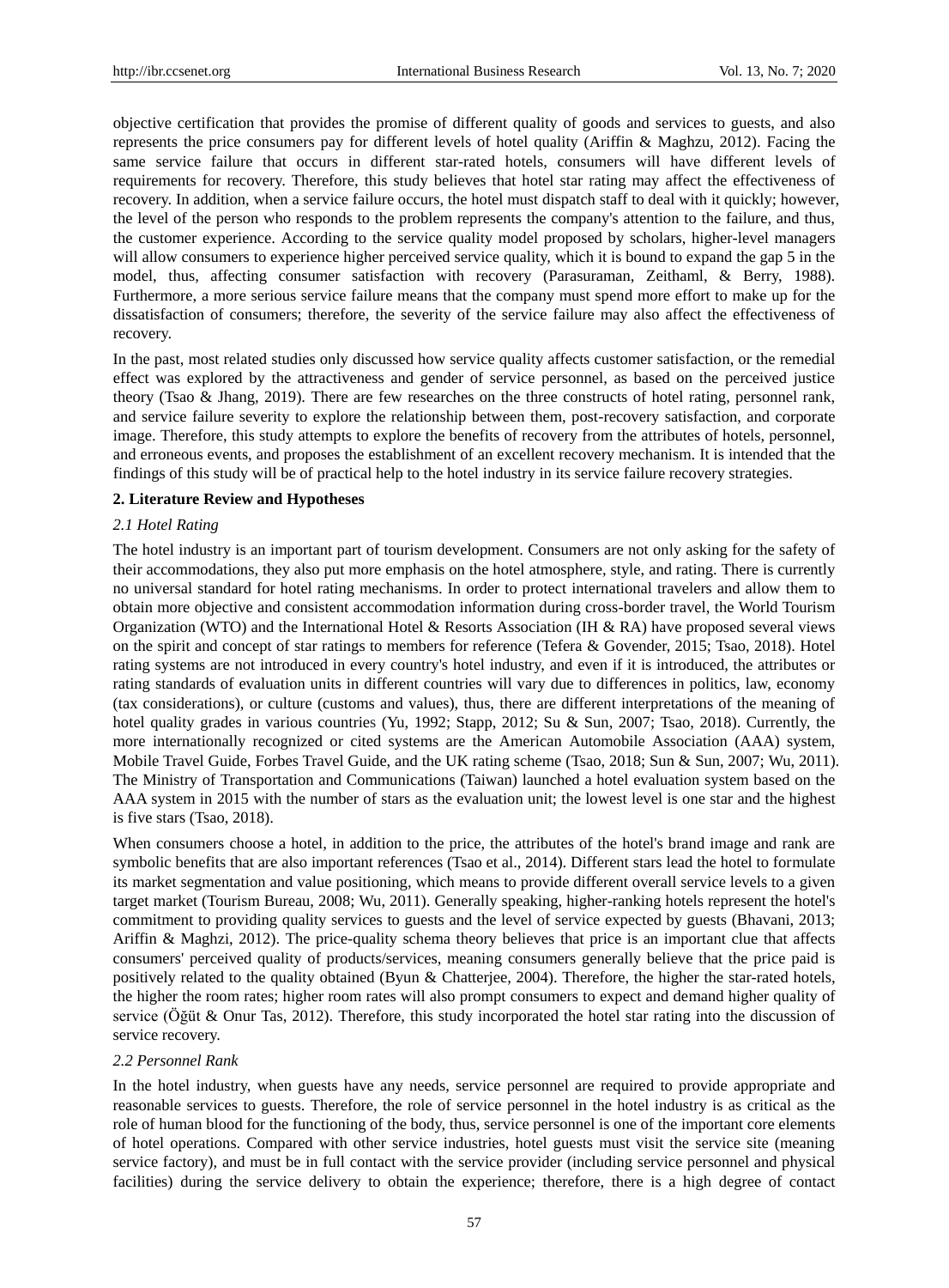objective certification that provides the promise of different quality of goods and services to guests, and also represents the price consumers pay for different levels of hotel quality (Ariffin & Maghzu, 2012). Facing the same service failure that occurs in different star-rated hotels, consumers will have different levels of requirements for recovery. Therefore, this study believes that hotel star rating may affect the effectiveness of recovery. In addition, when a service failure occurs, the hotel must dispatch staff to deal with it quickly; however, the level of the person who responds to the problem represents the company's attention to the failure, and thus, the customer experience. According to the service quality model proposed by scholars, higher-level managers will allow consumers to experience higher perceived service quality, which it is bound to expand the gap 5 in the model, thus, affecting consumer satisfaction with recovery (Parasuraman, Zeithaml, & Berry, 1988). Furthermore, a more serious service failure means that the company must spend more effort to make up for the dissatisfaction of consumers; therefore, the severity of the service failure may also affect the effectiveness of recovery.

In the past, most related studies only discussed how service quality affects customer satisfaction, or the remedial effect was explored by the attractiveness and gender of service personnel, as based on the perceived justice theory (Tsao & Jhang, 2019). There are few researches on the three constructs of hotel rating, personnel rank, and service failure severity to explore the relationship between them, post-recovery satisfaction, and corporate image. Therefore, this study attempts to explore the benefits of recovery from the attributes of hotels, personnel, and erroneous events, and proposes the establishment of an excellent recovery mechanism. It is intended that the findings of this study will be of practical help to the hotel industry in its service failure recovery strategies.

## 2. Literature Review and Hypotheses

### *2.1 Hotel Rating*

The hotel industry is an important part of tourism development. Consumers are not only asking for the safety of their accommodations, they also put more emphasis on the hotel atmosphere, style, and rating. There is currently no universal standard for hotel rating mechanisms. In order to protect international travelers and allow them to obtain more objective and consistent accommodation information during cross-border travel, the World Tourism Organization (WTO) and the International Hotel & Resorts Association (IH & RA) have proposed several views on the spirit and concept of star ratings to members for reference (Tefera & Govender, 2015; Tsao, 2018). Hotel rating systems are not introduced in every country's hotel industry, and even if it is introduced, the attributes or rating standards of evaluation units in different countries will vary due to differences in politics, law, economy (tax considerations), or culture (customs and values), thus, there are different interpretations of the meaning of hotel quality grades in various countries (Yu, 1992; Stapp, 2012; Su & Sun, 2007; Tsao, 2018). Currently, the more internationally recognized or cited systems are the American Automobile Association (AAA) system, Mobile Travel Guide, Forbes Travel Guide, and the UK rating scheme (Tsao, 2018; Sun & Sun, 2007; Wu, 2011). The Ministry of Transportation and Communications (Taiwan) launched a hotel evaluation system based on the AAA system in 2015 with the number of stars as the evaluation unit; the lowest level is one star and the highest is five stars (Tsao, 2018).

When consumers choose a hotel, in addition to the price, the attributes of the hotel's brand image and rank are symbolic benefits that are also important references (Tsao et al., 2014). Different stars lead the hotel to formulate its market segmentation and value positioning, which means to provide different overall service levels to a given target market (Tourism Bureau, 2008; Wu, 2011). Generally speaking, higher-ranking hotels represent the hotel's commitment to providing quality services to guests and the level of service expected by guests (Bhavani, 2013; Ariffin & Maghzi, 2012). The price-quality schema theory believes that price is an important clue that affects consumers' perceived quality of products/services, meaning consumers generally believe that the price paid is positively related to the quality obtained (Byun & Chatterjee, 2004). Therefore, the higher the star-rated hotels, the higher the room rates; higher room rates will also prompt consumers to expect and demand higher quality of service (Öğüt & Onur Tas, 2012). Therefore, this study incorporated the hotel star rating into the discussion of service recovery.

### *2.2 Personnel Rank*

In the hotel industry, when guests have any needs, service personnel are required to provide appropriate and reasonable services to guests. Therefore, the role of service personnel in the hotel industry is as critical as the role of human blood for the functioning of the body, thus, service personnel is one of the important core elements of hotel operations. Compared with other service industries, hotel guests must visit the service site (meaning service factory), and must be in full contact with the service provider (including service personnel and physical facilities) during the service delivery to obtain the experience; therefore, there is a high degree of contact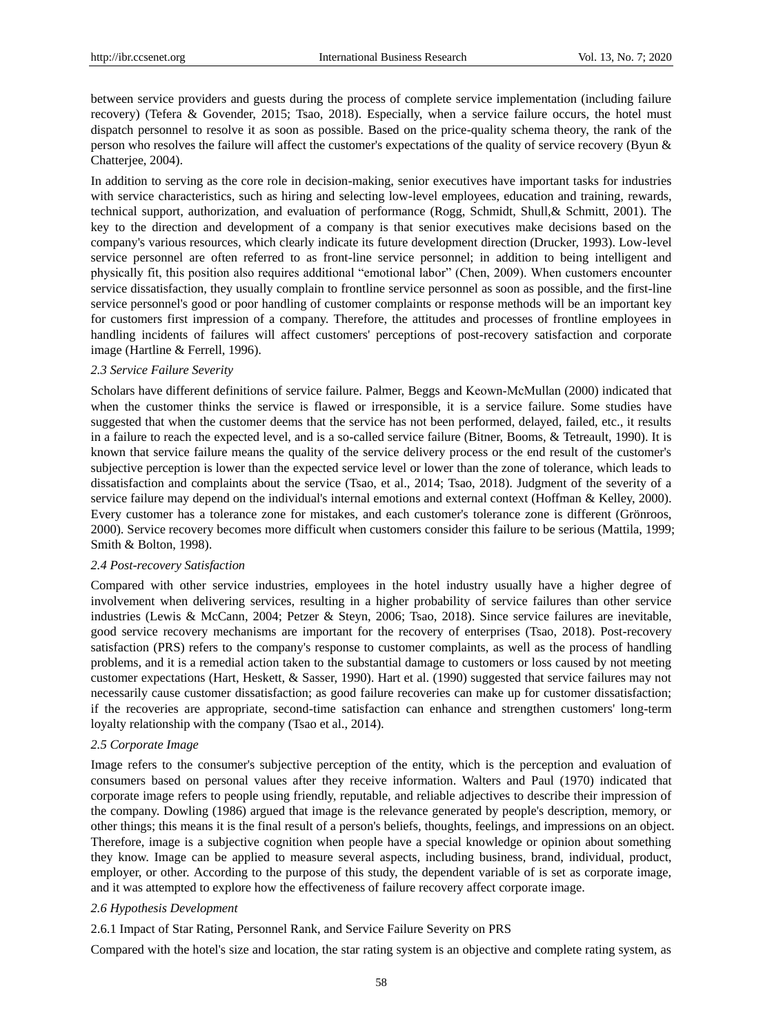between service providers and guests during the process of complete service implementation (including failure recovery) (Tefera & Govender, 2015; Tsao, 2018). Especially, when a service failure occurs, the hotel must dispatch personnel to resolve it as soon as possible. Based on the price-quality schema theory, the rank of the person who resolves the failure will affect the customer's expectations of the quality of service recovery (Byun & Chatterjee, 2004).

In addition to serving as the core role in decision-making, senior executives have important tasks for industries with service characteristics, such as hiring and selecting low-level employees, education and training, rewards, technical support, authorization, and evaluation of performance (Rogg, Schmidt, Shull,& Schmitt, 2001). The key to the direction and development of a company is that senior executives make decisions based on the company's various resources, which clearly indicate its future development direction (Drucker, 1993). Low-level service personnel are often referred to as front-line service personnel; in addition to being intelligent and physically fit, this position also requires additional "emotional labor" (Chen, 2009). When customers encounter service dissatisfaction, they usually complain to frontline service personnel as soon as possible, and the first-line service personnel's good or poor handling of customer complaints or response methods will be an important key for customers first impression of a company. Therefore, the attitudes and processes of frontline employees in handling incidents of failures will affect customers' perceptions of post-recovery satisfaction and corporate image (Hartline & Ferrell, 1996).

### *2.3 Service Failure Severity*

Scholars have different definitions of service failure. Palmer, Beggs and Keown-McMullan (2000) indicated that when the customer thinks the service is flawed or irresponsible, it is a service failure. Some studies have suggested that when the customer deems that the service has not been performed, delayed, failed, etc., it results in a failure to reach the expected level, and is a so-called service failure (Bitner, Booms, & Tetreault, 1990). It is known that service failure means the quality of the service delivery process or the end result of the customer's subjective perception is lower than the expected service level or lower than the zone of tolerance, which leads to dissatisfaction and complaints about the service (Tsao, et al., 2014; Tsao, 2018). Judgment of the severity of a service failure may depend on the individual's internal emotions and external context (Hoffman & Kelley, 2000). Every customer has a tolerance zone for mistakes, and each customer's tolerance zone is different (Grönroos, 2000). Service recovery becomes more difficult when customers consider this failure to be serious (Mattila, 1999; Smith & Bolton, 1998).

### *2.4 Post-recovery Satisfaction*

Compared with other service industries, employees in the hotel industry usually have a higher degree of involvement when delivering services, resulting in a higher probability of service failures than other service industries (Lewis & McCann, 2004; Petzer & Steyn, 2006; Tsao, 2018). Since service failures are inevitable, good service recovery mechanisms are important for the recovery of enterprises (Tsao, 2018). Post-recovery satisfaction (PRS) refers to the company's response to customer complaints, as well as the process of handling problems, and it is a remedial action taken to the substantial damage to customers or loss caused by not meeting customer expectations (Hart, Heskett, & Sasser, 1990). Hart et al. (1990) suggested that service failures may not necessarily cause customer dissatisfaction; as good failure recoveries can make up for customer dissatisfaction; if the recoveries are appropriate, second-time satisfaction can enhance and strengthen customers' long-term loyalty relationship with the company (Tsao et al., 2014).

### *2.5 Corporate Image*

Image refers to the consumer's subjective perception of the entity, which is the perception and evaluation of consumers based on personal values after they receive information. Walters and Paul (1970) indicated that corporate image refers to people using friendly, reputable, and reliable adjectives to describe their impression of the company. Dowling (1986) argued that image is the relevance generated by people's description, memory, or other things; this means it is the final result of a person's beliefs, thoughts, feelings, and impressions on an object. Therefore, image is a subjective cognition when people have a special knowledge or opinion about something they know. Image can be applied to measure several aspects, including business, brand, individual, product, employer, or other. According to the purpose of this study, the dependent variable of is set as corporate image, and it was attempted to explore how the effectiveness of failure recovery affect corporate image.

### *2.6 Hypothesis Development*

#### 2.6.1 Impact of Star Rating, Personnel Rank, and Service Failure Severity on PRS

Compared with the hotel's size and location, the star rating system is an objective and complete rating system, as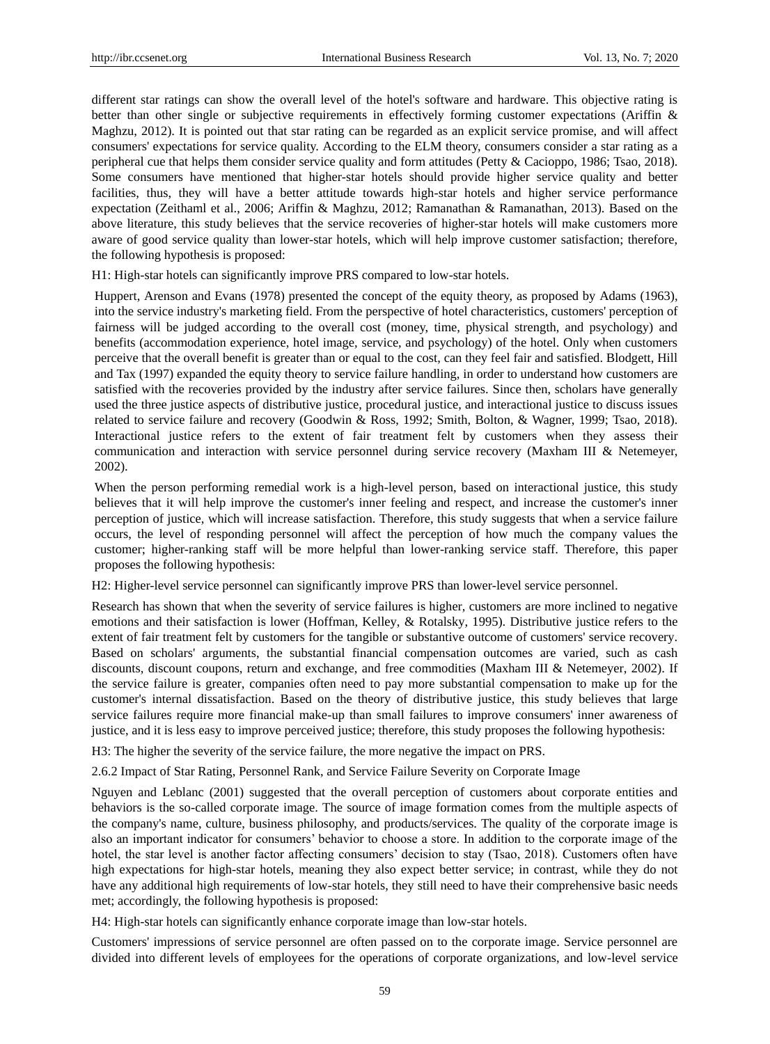different star ratings can show the overall level of the hotel's software and hardware. This objective rating is better than other single or subjective requirements in effectively forming customer expectations (Ariffin & Maghzu, 2012). It is pointed out that star rating can be regarded as an explicit service promise, and will affect consumers' expectations for service quality. According to the ELM theory, consumers consider a star rating as a peripheral cue that helps them consider service quality and form attitudes (Petty & Cacioppo, 1986; Tsao, 2018). Some consumers have mentioned that higher-star hotels should provide higher service quality and better facilities, thus, they will have a better attitude towards high-star hotels and higher service performance expectation (Zeithaml et al., 2006; Ariffin & Maghzu, 2012; Ramanathan & Ramanathan, 2013). Based on the above literature, this study believes that the service recoveries of higher-star hotels will make customers more aware of good service quality than lower-star hotels, which will help improve customer satisfaction; therefore, the following hypothesis is proposed:

H1: High-star hotels can significantly improve PRS compared to low-star hotels.

Huppert, Arenson and Evans (1978) presented the concept of the equity theory, as proposed by Adams (1963), into the service industry's marketing field. From the perspective of hotel characteristics, customers' perception of fairness will be judged according to the overall cost (money, time, physical strength, and psychology) and benefits (accommodation experience, hotel image, service, and psychology) of the hotel. Only when customers perceive that the overall benefit is greater than or equal to the cost, can they feel fair and satisfied. Blodgett, Hill and Tax (1997) expanded the equity theory to service failure handling, in order to understand how customers are satisfied with the recoveries provided by the industry after service failures. Since then, scholars have generally used the three justice aspects of distributive justice, procedural justice, and interactional justice to discuss issues related to service failure and recovery (Goodwin & Ross, 1992; Smith, Bolton, & Wagner, 1999; Tsao, 2018). Interactional justice refers to the extent of fair treatment felt by customers when they assess their communication and interaction with service personnel during service recovery (Maxham III & Netemeyer, 2002).

When the person performing remedial work is a high-level person, based on interactional justice, this study believes that it will help improve the customer's inner feeling and respect, and increase the customer's inner perception of justice, which will increase satisfaction. Therefore, this study suggests that when a service failure occurs, the level of responding personnel will affect the perception of how much the company values the customer; higher-ranking staff will be more helpful than lower-ranking service staff. Therefore, this paper proposes the following hypothesis:

H2: Higher-level service personnel can significantly improve PRS than lower-level service personnel.

Research has shown that when the severity of service failures is higher, customers are more inclined to negative emotions and their satisfaction is lower (Hoffman, Kelley, & Rotalsky, 1995). Distributive justice refers to the extent of fair treatment felt by customers for the tangible or substantive outcome of customers' service recovery. Based on scholars' arguments, the substantial financial compensation outcomes are varied, such as cash discounts, discount coupons, return and exchange, and free commodities (Maxham III & Netemeyer, 2002). If the service failure is greater, companies often need to pay more substantial compensation to make up for the customer's internal dissatisfaction. Based on the theory of distributive justice, this study believes that large service failures require more financial make-up than small failures to improve consumers' inner awareness of justice, and it is less easy to improve perceived justice; therefore, this study proposes the following hypothesis:

H3: The higher the severity of the service failure, the more negative the impact on PRS.

### 2.6.2 Impact of Star Rating, Personnel Rank, and Service Failure Severity on Corporate Image

Nguyen and Leblanc (2001) suggested that the overall perception of customers about corporate entities and behaviors is the so-called corporate image. The source of image formation comes from the multiple aspects of the company's name, culture, business philosophy, and products/services. The quality of the corporate image is also an important indicator for consumers' behavior to choose a store. In addition to the corporate image of the hotel, the star level is another factor affecting consumers' decision to stay (Tsao, 2018). Customers often have high expectations for high-star hotels, meaning they also expect better service; in contrast, while they do not have any additional high requirements of low-star hotels, they still need to have their comprehensive basic needs met; accordingly, the following hypothesis is proposed:

H4: High-star hotels can significantly enhance corporate image than low-star hotels.

Customers' impressions of service personnel are often passed on to the corporate image. Service personnel are divided into different levels of employees for the operations of corporate organizations, and low-level service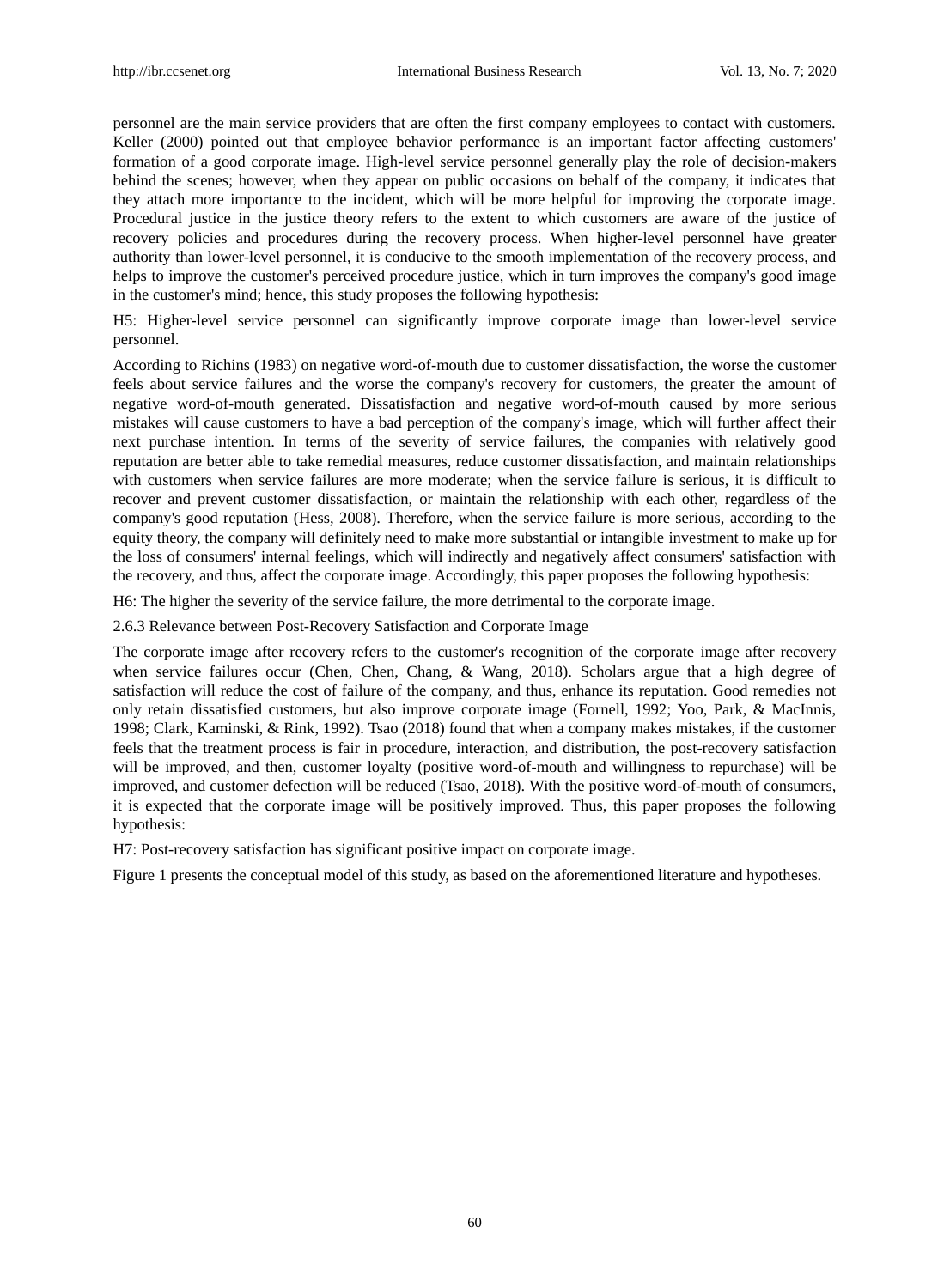personnel are the main service providers that are often the first company employees to contact with customers. Keller (2000) pointed out that employee behavior performance is an important factor affecting customers' formation of a good corporate image. High-level service personnel generally play the role of decision-makers behind the scenes; however, when they appear on public occasions on behalf of the company, it indicates that they attach more importance to the incident, which will be more helpful for improving the corporate image. Procedural justice in the justice theory refers to the extent to which customers are aware of the justice of recovery policies and procedures during the recovery process. When higher-level personnel have greater authority than lower-level personnel, it is conducive to the smooth implementation of the recovery process, and helps to improve the customer's perceived procedure justice, which in turn improves the company's good image in the customer's mind; hence, this study proposes the following hypothesis:

H5: Higher-level service personnel can significantly improve corporate image than lower-level service personnel.

According to Richins (1983) on negative word-of-mouth due to customer dissatisfaction, the worse the customer feels about service failures and the worse the company's recovery for customers, the greater the amount of negative word-of-mouth generated. Dissatisfaction and negative word-of-mouth caused by more serious mistakes will cause customers to have a bad perception of the company's image, which will further affect their next purchase intention. In terms of the severity of service failures, the companies with relatively good reputation are better able to take remedial measures, reduce customer dissatisfaction, and maintain relationships with customers when service failures are more moderate; when the service failure is serious, it is difficult to recover and prevent customer dissatisfaction, or maintain the relationship with each other, regardless of the company's good reputation (Hess, 2008). Therefore, when the service failure is more serious, according to the equity theory, the company will definitely need to make more substantial or intangible investment to make up for the loss of consumers' internal feelings, which will indirectly and negatively affect consumers' satisfaction with the recovery, and thus, affect the corporate image. Accordingly, this paper proposes the following hypothesis:

H6: The higher the severity of the service failure, the more detrimental to the corporate image.

#### 2.6.3 Relevance between Post-Recovery Satisfaction and Corporate Image

The corporate image after recovery refers to the customer's recognition of the corporate image after recovery when service failures occur (Chen, Chen, Chang, & Wang, 2018). Scholars argue that a high degree of satisfaction will reduce the cost of failure of the company, and thus, enhance its reputation. Good remedies not only retain dissatisfied customers, but also improve corporate image (Fornell, 1992; Yoo, Park, & MacInnis, 1998; Clark, Kaminski, & Rink, 1992). Tsao (2018) found that when a company makes mistakes, if the customer feels that the treatment process is fair in procedure, interaction, and distribution, the post-recovery satisfaction will be improved, and then, customer loyalty (positive word-of-mouth and willingness to repurchase) will be improved, and customer defection will be reduced (Tsao, 2018). With the positive word-of-mouth of consumers, it is expected that the corporate image will be positively improved. Thus, this paper proposes the following hypothesis:

H7: Post-recovery satisfaction has significant positive impact on corporate image.

Figure 1 presents the conceptual model of this study, as based on the aforementioned literature and hypotheses.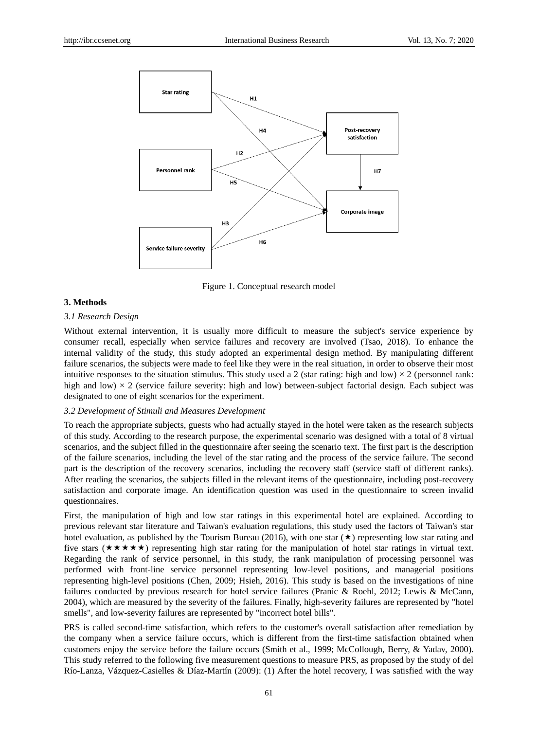Figure 1. Conceptual research model

## 3. Methods

### *3.1 Research Design*

Without external intervention, it is usually more difficult to measure the subject's service experience by consumer recall, especially when service failures and recovery are involved (Tsao, 2018). To enhance the internal validity of the study, this study adopted an experimental design method. By manipulating different failure scenarios, the subjects were made to feel like they were in the real situation, in order to observe their most intuitive responses to the situation stimulus. This study used a 2 (star rating: high and low) × 2 (personnel rank: high and low) × 2 (service failure severity: high and low) between-subject factorial design. Each subject was designated to one of eight scenarios for the experiment.

### *3.2 Development of Stimuli and Measures Development*

To reach the appropriate subjects, guests who had actually stayed in the hotel were taken as the research subjects of this study. According to the research purpose, the experimental scenario was designed with a total of 8 virtual scenarios, and the subject filled in the questionnaire after seeing the scenario text. The first part is the description of the failure scenarios, including the level of the star rating and the process of the service failure. The second part is the description of the recovery scenarios, including the recovery staff (service staff of different ranks). After reading the scenarios, the subjects filled in the relevant items of the questionnaire, including post-recovery satisfaction and corporate image. An identification question was used in the questionnaire to screen invalid questionnaires.

First, the manipulation of high and low star ratings in this experimental hotel are explained. According to previous relevant star literature and Taiwan's evaluation regulations, this study used the factors of Taiwan's star hotel evaluation, as published by the Tourism Bureau (2016), with one star (★) representing low star rating and five stars (★★★★★) representing high star rating for the manipulation of hotel star ratings in virtual text. Regarding the rank of service personnel, in this study, the rank manipulation of processing personnel was performed with front-line service personnel representing low-level positions, and managerial positions representing high-level positions (Chen, 2009; Hsieh, 2016). This study is based on the investigations of nine failures conducted by previous research for hotel service failures (Pranic & Roehl, 2012; Lewis & McCann, 2004), which are measured by the severity of the failures. Finally, high-severity failures are represented by "hotel smells", and low-severity failures are represented by "incorrect hotel bills".

PRS is called second-time satisfaction, which refers to the customer's overall satisfaction after remediation by the company when a service failure occurs, which is different from the first-time satisfaction obtained when customers enjoy the service before the failure occurs (Smith et al., 1999; McCollough, Berry, & Yadav, 2000). This study referred to the following five measurement questions to measure PRS, as proposed by the study of del Río-Lanza, Vázquez-Casielles & Díaz-Martín (2009): (1) After the hotel recovery, I was satisfied with the way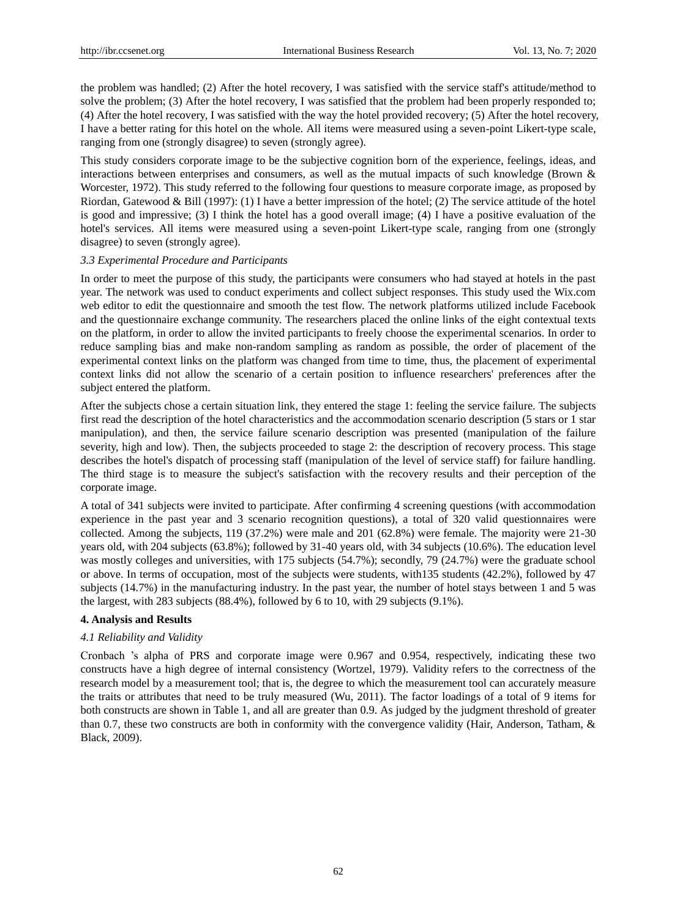the problem was handled; (2) After the hotel recovery, I was satisfied with the service staff's attitude/method to solve the problem; (3) After the hotel recovery, I was satisfied that the problem had been properly responded to; (4) After the hotel recovery, I was satisfied with the way the hotel provided recovery; (5) After the hotel recovery, I have a better rating for this hotel on the whole. All items were measured using a seven-point Likert-type scale, ranging from one (strongly disagree) to seven (strongly agree).

This study considers corporate image to be the subjective cognition born of the experience, feelings, ideas, and interactions between enterprises and consumers, as well as the mutual impacts of such knowledge (Brown & Worcester, 1972). This study referred to the following four questions to measure corporate image, as proposed by Riordan, Gatewood & Bill (1997): (1) I have a better impression of the hotel; (2) The service attitude of the hotel is good and impressive; (3) I think the hotel has a good overall image; (4) I have a positive evaluation of the hotel's services. All items were measured using a seven-point Likert-type scale, ranging from one (strongly disagree) to seven (strongly agree).

### *3.3 Experimental Procedure and Participants*

In order to meet the purpose of this study, the participants were consumers who had stayed at hotels in the past year. The network was used to conduct experiments and collect subject responses. This study used the Wix.com web editor to edit the questionnaire and smooth the test flow. The network platforms utilized include Facebook and the questionnaire exchange community. The researchers placed the online links of the eight contextual texts on the platform, in order to allow the invited participants to freely choose the experimental scenarios. In order to reduce sampling bias and make non-random sampling as random as possible, the order of placement of the experimental context links on the platform was changed from time to time, thus, the placement of experimental context links did not allow the scenario of a certain position to influence researchers' preferences after the subject entered the platform.

After the subjects chose a certain situation link, they entered the stage 1: feeling the service failure. The subjects first read the description of the hotel characteristics and the accommodation scenario description (5 stars or 1 star manipulation), and then, the service failure scenario description was presented (manipulation of the failure severity, high and low). Then, the subjects proceeded to stage 2: the description of recovery process. This stage describes the hotel's dispatch of processing staff (manipulation of the level of service staff) for failure handling. The third stage is to measure the subject's satisfaction with the recovery results and their perception of the corporate image.

A total of 341 subjects were invited to participate. After confirming 4 screening questions (with accommodation experience in the past year and 3 scenario recognition questions), a total of 320 valid questionnaires were collected. Among the subjects, 119 (37.2%) were male and 201 (62.8%) were female. The majority were 21-30 years old, with 204 subjects (63.8%); followed by 31-40 years old, with 34 subjects (10.6%). The education level was mostly colleges and universities, with 175 subjects (54.7%); secondly, 79 (24.7%) were the graduate school or above. In terms of occupation, most of the subjects were students, with135 students (42.2%), followed by 47 subjects (14.7%) in the manufacturing industry. In the past year, the number of hotel stays between 1 and 5 was the largest, with 283 subjects (88.4%), followed by 6 to 10, with 29 subjects (9.1%).

## **4. Analysis and Results**

### *4.1 Reliability and Validity*

Cronbach 's alpha of PRS and corporate image were 0.967 and 0.954, respectively, indicating these two constructs have a high degree of internal consistency (Wortzel, 1979). Validity refers to the correctness of the research model by a measurement tool; that is, the degree to which the measurement tool can accurately measure the traits or attributes that need to be truly measured (Wu, 2011). The factor loadings of a total of 9 items for both constructs are shown in Table 1, and all are greater than 0.9. As judged by the judgment threshold of greater than 0.7, these two constructs are both in conformity with the convergence validity (Hair, Anderson, Tatham, & Black, 2009).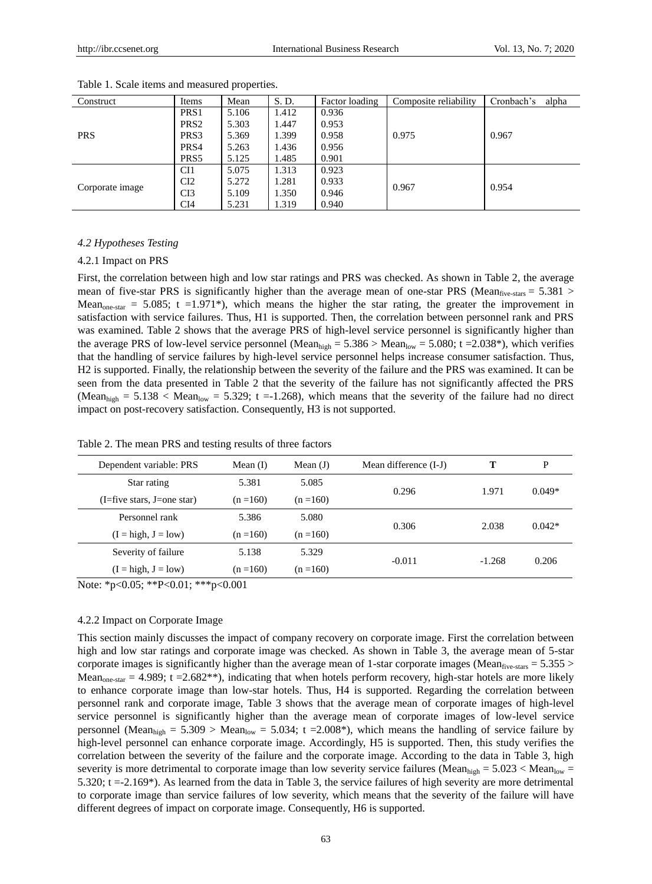Table 1. Scale items and measured properties.

| Construct | Items | Mean | S. D. | Factor loading | Composite reliability | Cronbach's alpha |
|---|---|---|---|---|---|---|
| PRS | PRS1 | 5.106 | 1.412 | 0.936 | 0.975 | 0.967 |
| | PRS2 | 5.303 | 1.447 | 0.953 | | |
| | PRS3 | 5.369 | 1.399 | 0.958 | | |
| | PRS4 | 5.263 | 1.436 | 0.956 | | |
| | PRS5 | 5.125 | 1.485 | 0.901 | | |
| Corporate image | CI1 | 5.075 | 1.313 | 0.923 | 0.967 | 0.954 |
| | CI2 | 5.272 | 1.281 | 0.933 | | |
| | CI3 | 5.109 | 1.350 | 0.946 | | |
| | CI4 | 5.231 | 1.319 | 0.940 | | |

### *4.2 Hypotheses Testing*

#### 4.2.1 Impact on PRS

First, the correlation between high and low star ratings and PRS was checked. As shown in Table 2, the average mean of five-star PRS is significantly higher than the average mean of one-star PRS ($Mean_{five\text{-}stars} = 5.381 > Mean_{one\text{-}star} = 5.085$; t =1.971*), which means the higher the star rating, the greater the improvement in satisfaction with service failures. Thus, H1 is supported. Then, the correlation between personnel rank and PRS was examined. Table 2 shows that the average PRS of high-level service personnel is significantly higher than the average PRS of low-level service personnel ($Mean_{high} = 5.386 > Mean_{low} = 5.080$; t =2.038*), which verifies that the handling of service failures by high-level service personnel helps increase consumer satisfaction. Thus, H2 is supported. Finally, the relationship between the severity of the failure and the PRS was examined. It can be seen from the data presented in Table 2 that the severity of the failure has not significantly affected the PRS ($Mean_{high} = 5.138 < Mean_{low} = 5.329$; t =-1.268), which means that the severity of the failure had no direct impact on post-recovery satisfaction. Consequently, H3 is not supported.

Table 2. The mean PRS and testing results of three factors

| Dependent variable: PRS | Mean (I) | Mean (J) | Mean difference (I-J) | T | P |
|---|---|---|---|---|---|
| Star rating<br>(I=five stars, J=one star) | 5.381<br>(n =160) | 5.085<br>(n =160) | 0.296 | 1.971 | 0.049* |
| Personnel rank<br>(I = high, J = low) | 5.386<br>(n =160) | 5.080<br>(n =160) | 0.306 | 2.038 | 0.042* |
| Severity of failure<br>(I = high, J = low) | 5.138<br>(n =160) | 5.329<br>(n =160) | -0.011 | -1.268 | 0.206 |

Note: *p<0.05; **P<0.01; ***p<0.001

#### 4.2.2 Impact on Corporate Image

This section mainly discusses the impact of company recovery on corporate image. First the correlation between high and low star ratings and corporate image was checked. As shown in Table 3, the average mean of 5-star corporate images is significantly higher than the average mean of 1-star corporate images ($Mean_{five\text{-}stars} = 5.355 > Mean_{one\text{-}star} = 4.989$; t =2.682**), indicating that when hotels perform recovery, high-star hotels are more likely to enhance corporate image than low-star hotels. Thus, H4 is supported. Regarding the correlation between personnel rank and corporate image, Table 3 shows that the average mean of corporate images of high-level service personnel is significantly higher than the average mean of corporate images of low-level service personnel ($Mean_{high} = 5.309 > Mean_{low} = 5.034$; t =2.008*), which means the handling of service failure by high-level personnel can enhance corporate image. Accordingly, H5 is supported. Then, this study verifies the correlation between the severity of the failure and the corporate image. According to the data in Table 3, high severity is more detrimental to corporate image than low severity service failures ($Mean_{high} = 5.023 < Mean_{low} = 5.320$; t =-2.169*). As learned from the data in Table 3, the service failures of high severity are more detrimental to corporate image than service failures of low severity, which means that the severity of the failure will have different degrees of impact on corporate image. Consequently, H6 is supported.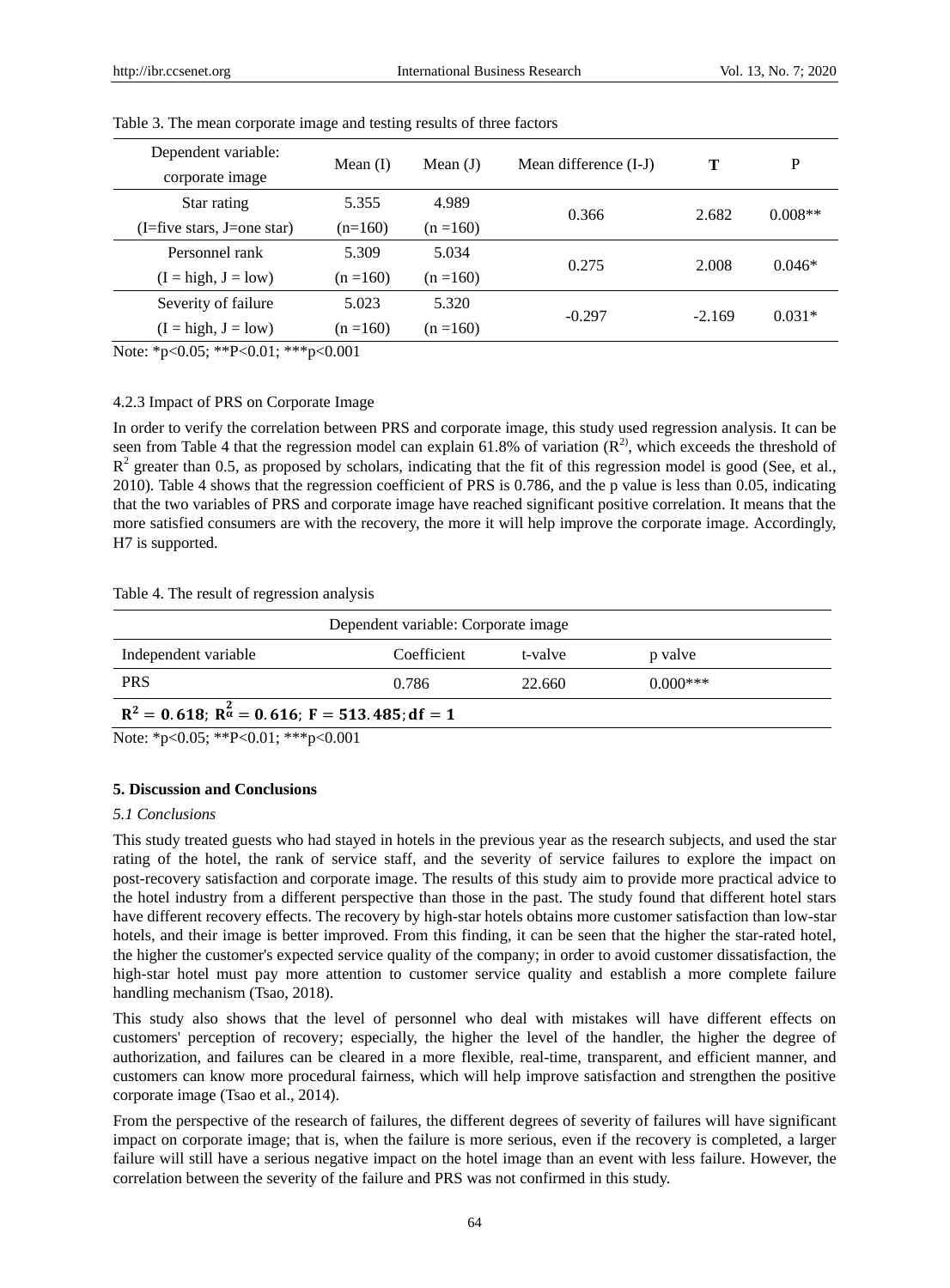Table 3. The mean corporate image and testing results of three factors

| Dependent variable: corporate image | Mean (I) | Mean (J) | Mean difference (I-J) | T | P |
|---|---|---|---|---|---|
| Star rating (I=five stars, J=one star) | 5.355 (n=160) | 4.989 (n =160) | 0.366 | 2.682 | 0.008** |
| Personnel rank (I = high, J = low) | 5.309 (n =160) | 5.034 (n =160) | 0.275 | 2.008 | 0.046* |
| Severity of failure (I = high, J = low) | 5.023 (n =160) | 5.320 (n =160) | -0.297 | -2.169 | 0.031* |

Note: *p<0.05; **P<0.01; ***p<0.001

4.2.3 Impact of PRS on Corporate Image

In order to verify the correlation between PRS and corporate image, this study used regression analysis. It can be seen from Table 4 that the regression model can explain 61.8% of variation ($R^{2)}$, which exceeds the threshold of $R^2$ greater than 0.5, as proposed by scholars, indicating that the fit of this regression model is good (See, et al., 2010). Table 4 shows that the regression coefficient of PRS is 0.786, and the p value is less than 0.05, indicating that the two variables of PRS and corporate image have reached significant positive correlation. It means that the more satisfied consumers are with the recovery, the more it will help improve the corporate image. Accordingly, H7 is supported.

Table 4. The result of regression analysis

| Dependent variable: Corporate image | | | |
|---|---|---|---|
| Independent variable | Coefficient | t-valve | p valve |
| PRS | 0.786 | 22.660 | 0.000*** |
| $\mathbf{R^2 = 0.618}$; $\mathbf{R_\alpha^2 = 0.616}$; $\mathbf{F = 513.485}$; $\mathbf{df = 1}$ | | | |

Note: *p<0.05; **P<0.01; ***p<0.001

## 5. Discussion and Conclusions

### *5.1 Conclusions*

This study treated guests who had stayed in hotels in the previous year as the research subjects, and used the star rating of the hotel, the rank of service staff, and the severity of service failures to explore the impact on post-recovery satisfaction and corporate image. The results of this study aim to provide more practical advice to the hotel industry from a different perspective than those in the past. The study found that different hotel stars have different recovery effects. The recovery by high-star hotels obtains more customer satisfaction than low-star hotels, and their image is better improved. From this finding, it can be seen that the higher the star-rated hotel, the higher the customer's expected service quality of the company; in order to avoid customer dissatisfaction, the high-star hotel must pay more attention to customer service quality and establish a more complete failure handling mechanism (Tsao, 2018).

This study also shows that the level of personnel who deal with mistakes will have different effects on customers' perception of recovery; especially, the higher the level of the handler, the higher the degree of authorization, and failures can be cleared in a more flexible, real-time, transparent, and efficient manner, and customers can know more procedural fairness, which will help improve satisfaction and strengthen the positive corporate image (Tsao et al., 2014).

From the perspective of the research of failures, the different degrees of severity of failures will have significant impact on corporate image; that is, when the failure is more serious, even if the recovery is completed, a larger failure will still have a serious negative impact on the hotel image than an event with less failure. However, the correlation between the severity of the failure and PRS was not confirmed in this study.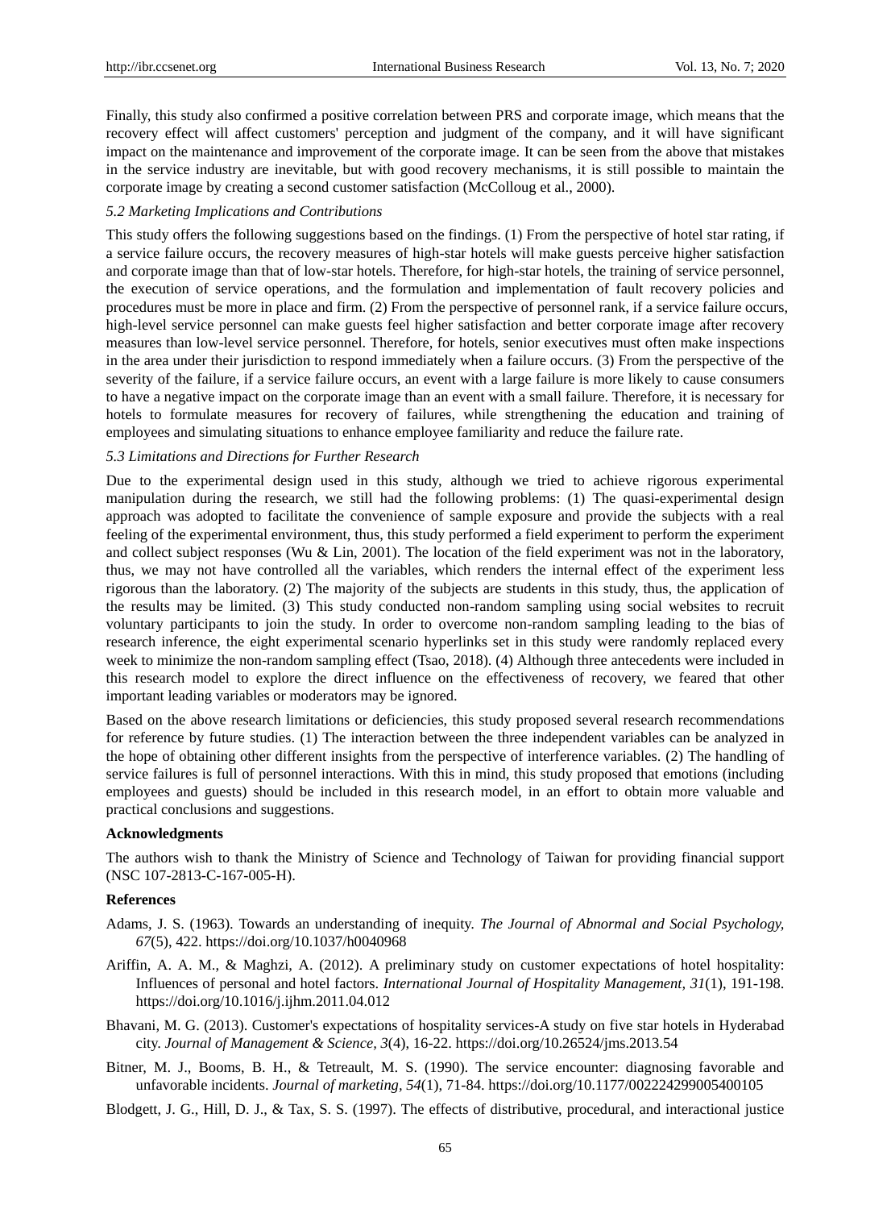Finally, this study also confirmed a positive correlation between PRS and corporate image, which means that the recovery effect will affect customers' perception and judgment of the company, and it will have significant impact on the maintenance and improvement of the corporate image. It can be seen from the above that mistakes in the service industry are inevitable, but with good recovery mechanisms, it is still possible to maintain the corporate image by creating a second customer satisfaction (McColloug et al., 2000).

### *5.2 Marketing Implications and Contributions*

This study offers the following suggestions based on the findings. (1) From the perspective of hotel star rating, if a service failure occurs, the recovery measures of high-star hotels will make guests perceive higher satisfaction and corporate image than that of low-star hotels. Therefore, for high-star hotels, the training of service personnel, the execution of service operations, and the formulation and implementation of fault recovery policies and procedures must be more in place and firm. (2) From the perspective of personnel rank, if a service failure occurs, high-level service personnel can make guests feel higher satisfaction and better corporate image after recovery measures than low-level service personnel. Therefore, for hotels, senior executives must often make inspections in the area under their jurisdiction to respond immediately when a failure occurs. (3) From the perspective of the severity of the failure, if a service failure occurs, an event with a large failure is more likely to cause consumers to have a negative impact on the corporate image than an event with a small failure. Therefore, it is necessary for hotels to formulate measures for recovery of failures, while strengthening the education and training of employees and simulating situations to enhance employee familiarity and reduce the failure rate.

### *5.3 Limitations and Directions for Further Research*

Due to the experimental design used in this study, although we tried to achieve rigorous experimental manipulation during the research, we still had the following problems: (1) The quasi-experimental design approach was adopted to facilitate the convenience of sample exposure and provide the subjects with a real feeling of the experimental environment, thus, this study performed a field experiment to perform the experiment and collect subject responses (Wu & Lin, 2001). The location of the field experiment was not in the laboratory, thus, we may not have controlled all the variables, which renders the internal effect of the experiment less rigorous than the laboratory. (2) The majority of the subjects are students in this study, thus, the application of the results may be limited. (3) This study conducted non-random sampling using social websites to recruit voluntary participants to join the study. In order to overcome non-random sampling leading to the bias of research inference, the eight experimental scenario hyperlinks set in this study were randomly replaced every week to minimize the non-random sampling effect (Tsao, 2018). (4) Although three antecedents were included in this research model to explore the direct influence on the effectiveness of recovery, we feared that other important leading variables or moderators may be ignored.

Based on the above research limitations or deficiencies, this study proposed several research recommendations for reference by future studies. (1) The interaction between the three independent variables can be analyzed in the hope of obtaining other different insights from the perspective of interference variables. (2) The handling of service failures is full of personnel interactions. With this in mind, this study proposed that emotions (including employees and guests) should be included in this research model, in an effort to obtain more valuable and practical conclusions and suggestions.

**Acknowledgments**

The authors wish to thank the Ministry of Science and Technology of Taiwan for providing financial support (NSC 107-2813-C-167-005-H).

**References**

Adams, J. S. (1963). Towards an understanding of inequity. *The Journal of Abnormal and Social Psychology, 67*(5), 422. https://doi.org/10.1037/h0040968

Ariffin, A. A. M., & Maghzi, A. (2012). A preliminary study on customer expectations of hotel hospitality: Influences of personal and hotel factors. *International Journal of Hospitality Management, 31*(1), 191-198. https://doi.org/10.1016/j.ijhm.2011.04.012

Bhavani, M. G. (2013). Customer's expectations of hospitality services-A study on five star hotels in Hyderabad city. *Journal of Management & Science, 3*(4), 16-22. https://doi.org/10.26524/jms.2013.54

Bitner, M. J., Booms, B. H., & Tetreault, M. S. (1990). The service encounter: diagnosing favorable and unfavorable incidents. *Journal of marketing, 54*(1), 71-84. https://doi.org/10.1177/002224299005400105

Blodgett, J. G., Hill, D. J., & Tax, S. S. (1997). The effects of distributive, procedural, and interactional justice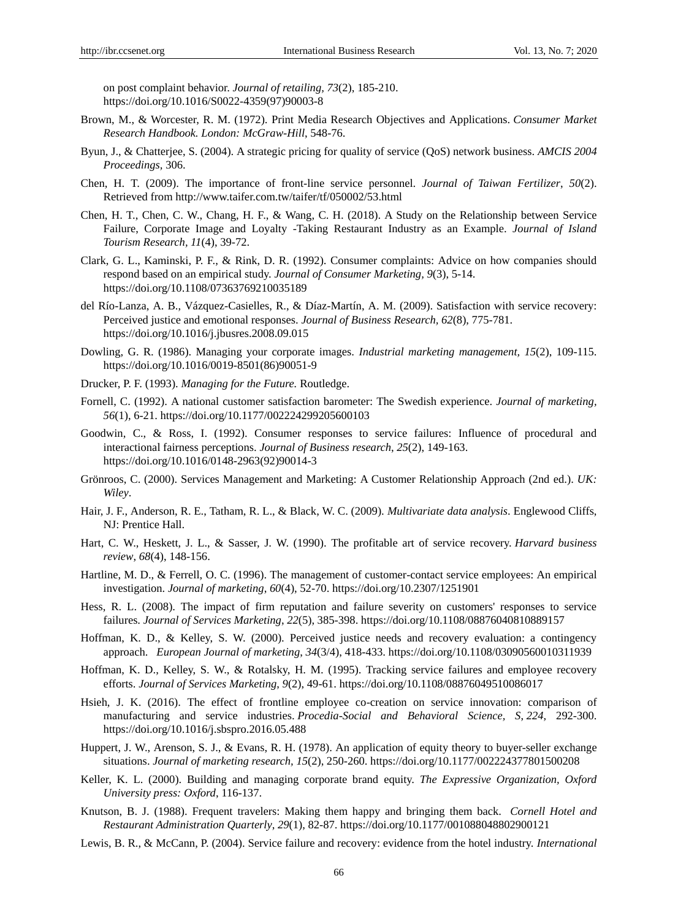on post complaint behavior. *Journal of retailing, 73*(2), 185-210. https://doi.org/10.1016/S0022-4359(97)90003-8

Brown, M., & Worcester, R. M. (1972). Print Media Research Objectives and Applications. *Consumer Market Research Handbook. London: McGraw-Hill*, 548-76.

Byun, J., & Chatterjee, S. (2004). A strategic pricing for quality of service (QoS) network business. *AMCIS 2004 Proceedings*, 306.

Chen, H. T. (2009). The importance of front-line service personnel. *Journal of Taiwan Fertilizer*, *50*(2). Retrieved from http://www.taifer.com.tw/taifer/tf/050002/53.html

Chen, H. T., Chen, C. W., Chang, H. F., & Wang, C. H. (2018). A Study on the Relationship between Service Failure, Corporate Image and Loyalty -Taking Restaurant Industry as an Example. *Journal of Island Tourism Research*, *11*(4), 39-72.

Clark, G. L., Kaminski, P. F., & Rink, D. R. (1992). Consumer complaints: Advice on how companies should respond based on an empirical study. *Journal of Consumer Marketing, 9*(3), 5-14. https://doi.org/10.1108/07363769210035189

del Río-Lanza, A. B., Vázquez-Casielles, R., & Díaz-Martín, A. M. (2009). Satisfaction with service recovery: Perceived justice and emotional responses. *Journal of Business Research*, *62*(8), 775-781. https://doi.org/10.1016/j.jbusres.2008.09.015

Dowling, G. R. (1986). Managing your corporate images. *Industrial marketing management, 15*(2), 109-115. https://doi.org/10.1016/0019-8501(86)90051-9

Drucker, P. F. (1993). *Managing for the Future.* Routledge.

Fornell, C. (1992). A national customer satisfaction barometer: The Swedish experience. *Journal of marketing*, *56*(1), 6-21. https://doi.org/10.1177/002224299205600103

Goodwin, C., & Ross, I. (1992). Consumer responses to service failures: Influence of procedural and interactional fairness perceptions. *Journal of Business research*, *25*(2), 149-163. https://doi.org/10.1016/0148-2963(92)90014-3

Grönroos, C. (2000). Services Management and Marketing: A Customer Relationship Approach (2nd ed.). *UK: Wiley*.

Hair, J. F., Anderson, R. E., Tatham, R. L., & Black, W. C. (2009). *Multivariate data analysis*. Englewood Cliffs, NJ: Prentice Hall.

Hart, C. W., Heskett, J. L., & Sasser, J. W. (1990). The profitable art of service recovery. *Harvard business review*, *68*(4), 148-156.

Hartline, M. D., & Ferrell, O. C. (1996). The management of customer-contact service employees: An empirical investigation. *Journal of marketing*, *60*(4), 52-70. https://doi.org/10.2307/1251901

Hess, R. L. (2008). The impact of firm reputation and failure severity on customers' responses to service failures. *Journal of Services Marketing*, *22*(5), 385-398. https://doi.org/10.1108/08876040810889157

Hoffman, K. D., & Kelley, S. W. (2000). Perceived justice needs and recovery evaluation: a contingency approach. *European Journal of marketing*, *34*(3/4), 418-433. https://doi.org/10.1108/03090560010311939

Hoffman, K. D., Kelley, S. W., & Rotalsky, H. M. (1995). Tracking service failures and employee recovery efforts. *Journal of Services Marketing*, *9*(2), 49-61. https://doi.org/10.1108/08876049510086017

Hsieh, J. K. (2016). The effect of frontline employee co-creation on service innovation: comparison of manufacturing and service industries. *Procedia-Social and Behavioral Science, S, 224*, 292-300. https://doi.org/10.1016/j.sbspro.2016.05.488

Huppert, J. W., Arenson, S. J., & Evans, R. H. (1978). An application of equity theory to buyer-seller exchange situations. *Journal of marketing research, 15*(2), 250-260. https://doi.org/10.1177/002224377801500208

Keller, K. L. (2000). Building and managing corporate brand equity. *The Expressive Organization, Oxford University press: Oxford*, 116-137.

Knutson, B. J. (1988). Frequent travelers: Making them happy and bringing them back. *Cornell Hotel and Restaurant Administration Quarterly*, *29*(1), 82-87. https://doi.org/10.1177/001088048802900121

Lewis, B. R., & McCann, P. (2004). Service failure and recovery: evidence from the hotel industry. *International*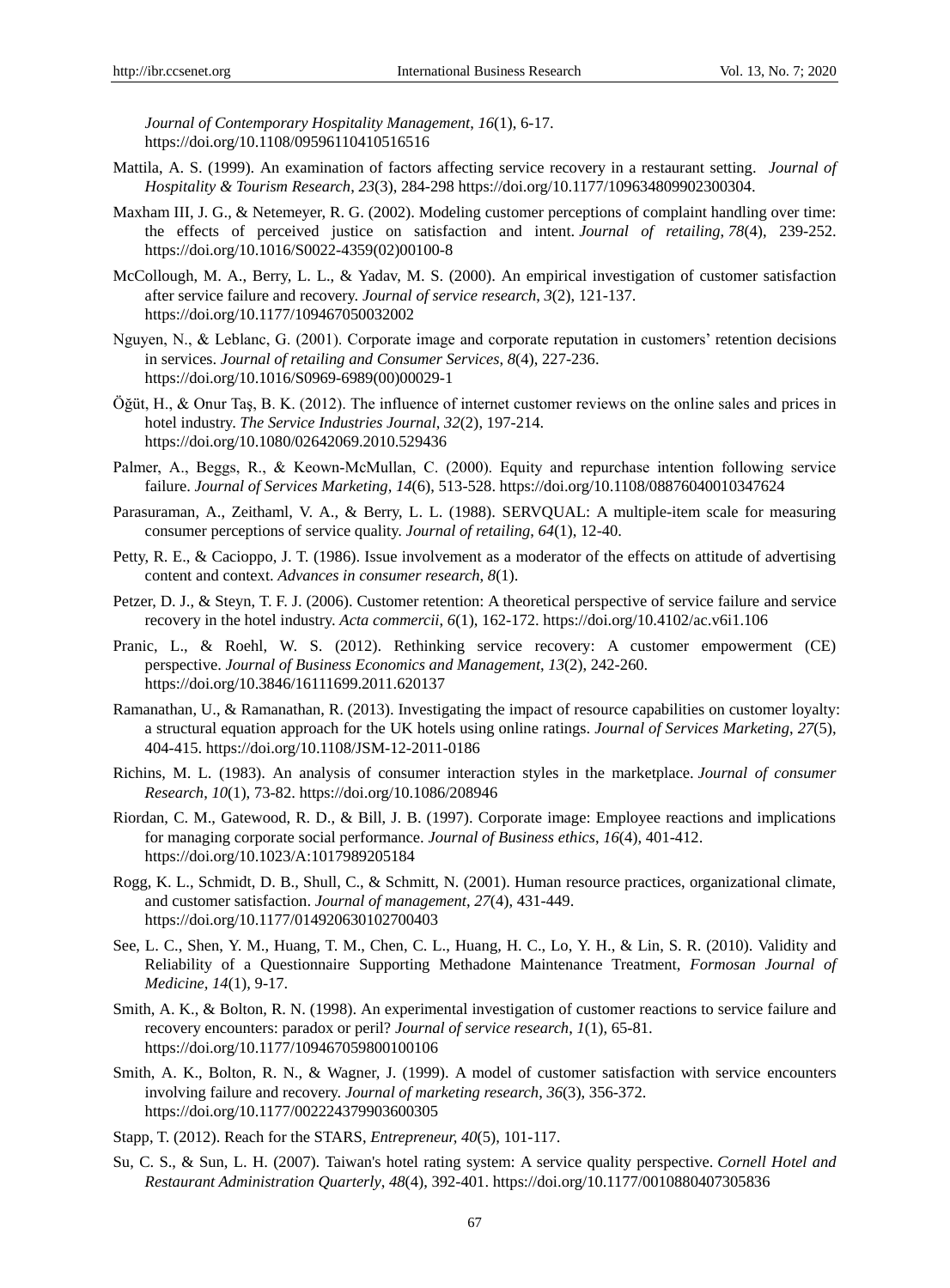*Journal of Contemporary Hospitality Management*, *16*(1), 6-17. https://doi.org/10.1108/09596110410516516

Mattila, A. S. (1999). An examination of factors affecting service recovery in a restaurant setting. *Journal of Hospitality & Tourism Research*, *23*(3), 284-298 https://doi.org/10.1177/109634809902300304.

Maxham III, J. G., & Netemeyer, R. G. (2002). Modeling customer perceptions of complaint handling over time: the effects of perceived justice on satisfaction and intent. *Journal of retailing*, *78*(4), 239-252. https://doi.org/10.1016/S0022-4359(02)00100-8

McCollough, M. A., Berry, L. L., & Yadav, M. S. (2000). An empirical investigation of customer satisfaction after service failure and recovery. *Journal of service research*, *3*(2), 121-137. https://doi.org/10.1177/109467050032002

Nguyen, N., & Leblanc, G. (2001). Corporate image and corporate reputation in customers' retention decisions in services. *Journal of retailing and Consumer Services*, *8*(4), 227-236. https://doi.org/10.1016/S0969-6989(00)00029-1

Öğüt, H., & Onur Taş, B. K. (2012). The influence of internet customer reviews on the online sales and prices in hotel industry. *The Service Industries Journal*, *32*(2), 197-214. https://doi.org/10.1080/02642069.2010.529436

Palmer, A., Beggs, R., & Keown-McMullan, C. (2000). Equity and repurchase intention following service failure. *Journal of Services Marketing*, *14*(6), 513-528. https://doi.org/10.1108/08876040010347624

Parasuraman, A., Zeithaml, V. A., & Berry, L. L. (1988). SERVQUAL: A multiple-item scale for measuring consumer perceptions of service quality. *Journal of retailing*, *64*(1), 12-40.

Petty, R. E., & Cacioppo, J. T. (1986). Issue involvement as a moderator of the effects on attitude of advertising content and context. *Advances in consumer research*, *8*(1).

Petzer, D. J., & Steyn, T. F. J. (2006). Customer retention: A theoretical perspective of service failure and service recovery in the hotel industry. *Acta commercii*, *6*(1), 162-172. https://doi.org/10.4102/ac.v6i1.106

Pranic, L., & Roehl, W. S. (2012). Rethinking service recovery: A customer empowerment (CE) perspective. *Journal of Business Economics and Management*, *13*(2), 242-260. https://doi.org/10.3846/16111699.2011.620137

Ramanathan, U., & Ramanathan, R. (2013). Investigating the impact of resource capabilities on customer loyalty: a structural equation approach for the UK hotels using online ratings. *Journal of Services Marketing*, *27*(5), 404-415. https://doi.org/10.1108/JSM-12-2011-0186

Richins, M. L. (1983). An analysis of consumer interaction styles in the marketplace. *Journal of consumer Research*, *10*(1), 73-82. https://doi.org/10.1086/208946

Riordan, C. M., Gatewood, R. D., & Bill, J. B. (1997). Corporate image: Employee reactions and implications for managing corporate social performance. *Journal of Business ethics*, *16*(4), 401-412. https://doi.org/10.1023/A:1017989205184

Rogg, K. L., Schmidt, D. B., Shull, C., & Schmitt, N. (2001). Human resource practices, organizational climate, and customer satisfaction. *Journal of management*, *27*(4), 431-449. https://doi.org/10.1177/014920630102700403

See, L. C., Shen, Y. M., Huang, T. M., Chen, C. L., Huang, H. C., Lo, Y. H., & Lin, S. R. (2010). Validity and Reliability of a Questionnaire Supporting Methadone Maintenance Treatment, *Formosan Journal of Medicine*, *14*(1), 9-17.

Smith, A. K., & Bolton, R. N. (1998). An experimental investigation of customer reactions to service failure and recovery encounters: paradox or peril? *Journal of service research*, *1*(1), 65-81. https://doi.org/10.1177/109467059800100106

Smith, A. K., Bolton, R. N., & Wagner, J. (1999). A model of customer satisfaction with service encounters involving failure and recovery. *Journal of marketing research*, *36*(3), 356-372. https://doi.org/10.1177/002224379903600305

Stapp, T. (2012). Reach for the STARS, *Entrepreneur*, *40*(5), 101-117.

Su, C. S., & Sun, L. H. (2007). Taiwan's hotel rating system: A service quality perspective. *Cornell Hotel and Restaurant Administration Quarterly*, *48*(4), 392-401. https://doi.org/10.1177/0010880407305836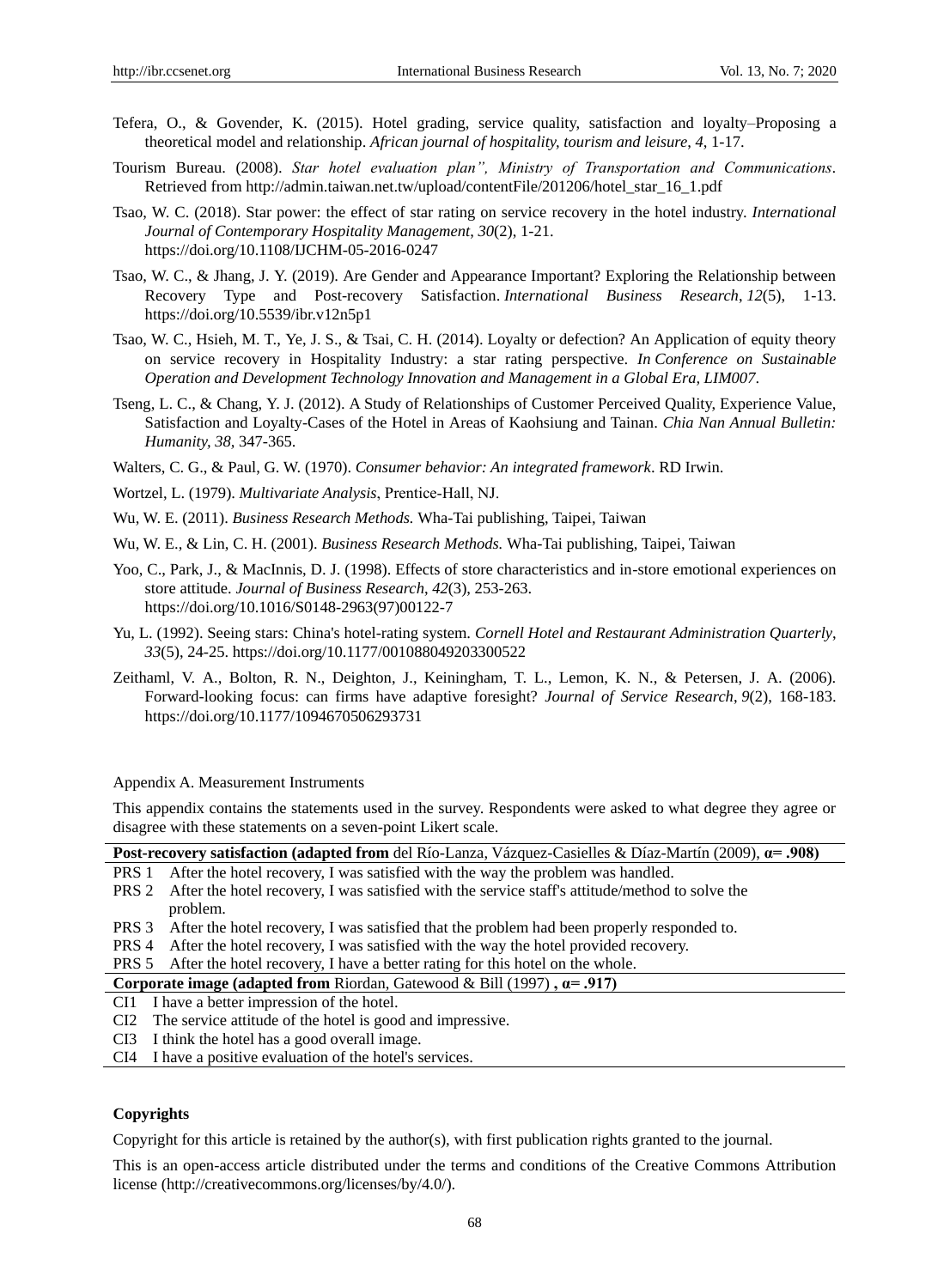Tefera, O., & Govender, K. (2015). Hotel grading, service quality, satisfaction and loyalty–Proposing a theoretical model and relationship. *African journal of hospitality, tourism and leisure*, *4,* 1-17.

Tourism Bureau. (2008). *Star hotel evaluation plan", Ministry of Transportation and Communications*. Retrieved from http://admin.taiwan.net.tw/upload/contentFile/201206/hotel_star_16_1.pdf

Tsao, W. C. (2018). Star power: the effect of star rating on service recovery in the hotel industry. *International Journal of Contemporary Hospitality Management*, *30*(2), 1-21. https://doi.org/10.1108/IJCHM-05-2016-0247

Tsao, W. C., & Jhang, J. Y. (2019). Are Gender and Appearance Important? Exploring the Relationship between Recovery Type and Post-recovery Satisfaction. *International Business Research*, *12*(5), 1-13. https://doi.org/10.5539/ibr.v12n5p1

Tsao, W. C., Hsieh, M. T., Ye, J. S., & Tsai, C. H. (2014). Loyalty or defection? An Application of equity theory on service recovery in Hospitality Industry: a star rating perspective. *In Conference on Sustainable Operation and Development Technology Innovation and Management in a Global Era, LIM007*.

Tseng, L. C., & Chang, Y. J. (2012). A Study of Relationships of Customer Perceived Quality, Experience Value, Satisfaction and Loyalty-Cases of the Hotel in Areas of Kaohsiung and Tainan. *Chia Nan Annual Bulletin: Humanity, 38,* 347-365.

Walters, C. G., & Paul, G. W. (1970). *Consumer behavior: An integrated framework*. RD Irwin.

Wortzel, L. (1979). *Multivariate Analysis*, Prentice-Hall, NJ.

Wu, W. E. (2011). *Business Research Methods.* Wha-Tai publishing, Taipei, Taiwan

Wu, W. E., & Lin, C. H. (2001). *Business Research Methods.* Wha-Tai publishing, Taipei, Taiwan

Yoo, C., Park, J., & MacInnis, D. J. (1998). Effects of store characteristics and in-store emotional experiences on store attitude. *Journal of Business Research*, *42*(3), 253-263. https://doi.org/10.1016/S0148-2963(97)00122-7

Yu, L. (1992). Seeing stars: China's hotel-rating system. *Cornell Hotel and Restaurant Administration Quarterly*, *33*(5), 24-25. https://doi.org/10.1177/001088049203300522

Zeithaml, V. A., Bolton, R. N., Deighton, J., Keiningham, T. L., Lemon, K. N., & Petersen, J. A. (2006). Forward-looking focus: can firms have adaptive foresight? *Journal of Service Research*, *9*(2), 168-183. https://doi.org/10.1177/1094670506293731

Appendix A. Measurement Instruments

This appendix contains the statements used in the survey. Respondents were asked to what degree they agree or disagree with these statements on a seven-point Likert scale.

| | |
|---|---|
| **Post-recovery satisfaction (adapted from** del Río-Lanza, Vázquez-Casielles & Díaz-Martín (2009), **α= .908)** | |
| PRS 1 | After the hotel recovery, I was satisfied with the way the problem was handled. |
| PRS 2 | After the hotel recovery, I was satisfied with the service staff's attitude/method to solve the problem. |
| PRS 3 | After the hotel recovery, I was satisfied that the problem had been properly responded to. |
| PRS 4 | After the hotel recovery, I was satisfied with the way the hotel provided recovery. |
| PRS 5 | After the hotel recovery, I have a better rating for this hotel on the whole. |
| **Corporate image (adapted from** Riordan, Gatewood & Bill (1997) **, α= .917)** | |
| CI1 | I have a better impression of the hotel. |
| CI2 | The service attitude of the hotel is good and impressive. |
| CI3 | I think the hotel has a good overall image. |
| CI4 | I have a positive evaluation of the hotel's services. |

**Copyrights**

Copyright for this article is retained by the author(s), with first publication rights granted to the journal.

This is an open-access article distributed under the terms and conditions of the Creative Commons Attribution license (http://creativecommons.org/licenses/by/4.0/).